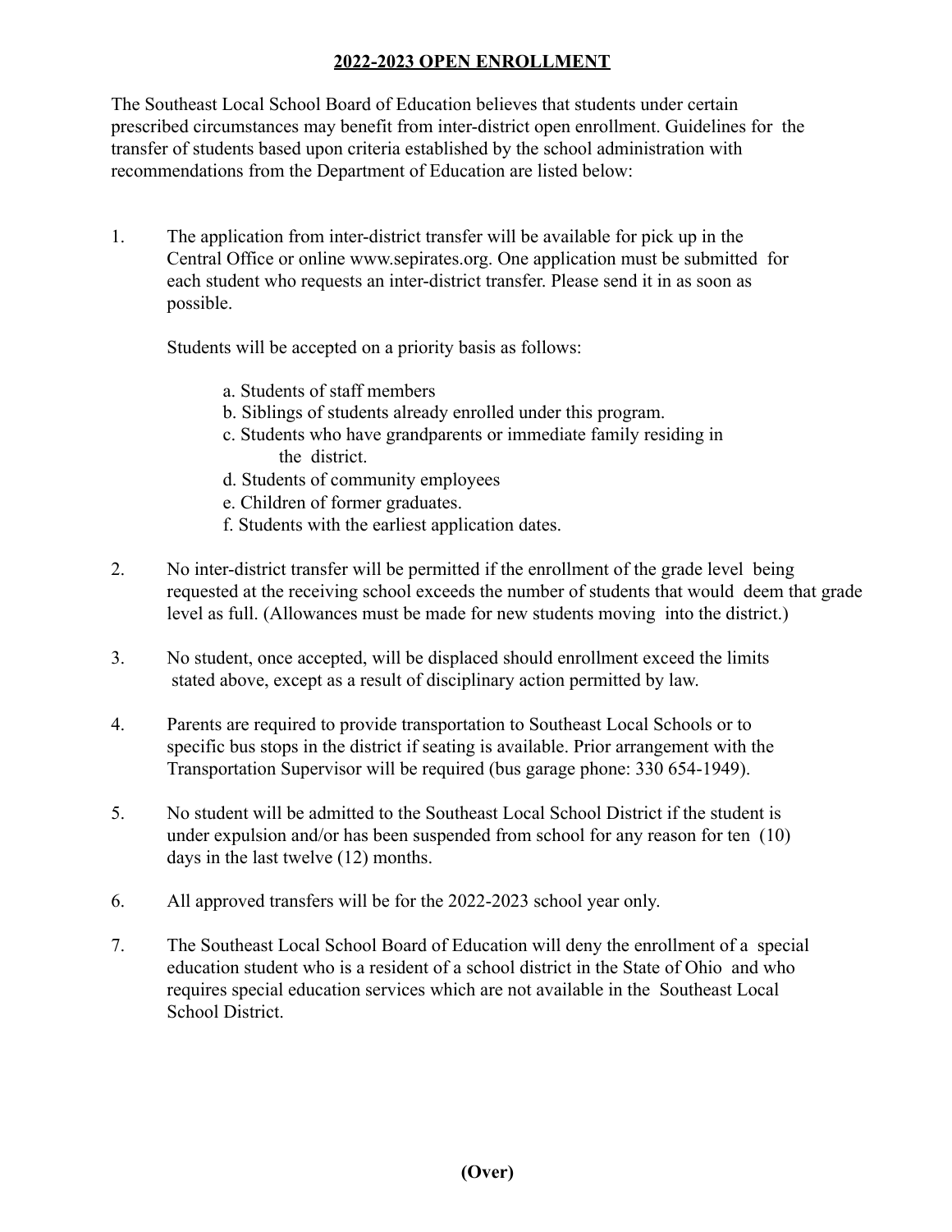## 2022-2023 OPEN ENROLLMENT

The Southeast Local School Board of Education believes that students under certain prescribed circumstances may benefit from inter-district open enrollment. Guidelines for the transfer of students based upon criteria established by the school administration with recommendations from the Department of Education are listed below:

1. The application from inter-district transfer will be available for pick up in the Central Office or online www.sepirates.org. One application must be submitted for each student who requests an inter-district transfer. Please send it in as soon as possible.

   Students will be accepted on a priority basis as follows:

   a. Students of staff members
   b. Siblings of students already enrolled under this program.
   c. Students who have grandparents or immediate family residing in the district.
   d. Students of community employees
   e. Children of former graduates.
   f. Students with the earliest application dates.

2. No inter-district transfer will be permitted if the enrollment of the grade level being requested at the receiving school exceeds the number of students that would deem that grade level as full. (Allowances must be made for new students moving into the district.)

3. No student, once accepted, will be displaced should enrollment exceed the limits stated above, except as a result of disciplinary action permitted by law.

4. Parents are required to provide transportation to Southeast Local Schools or to specific bus stops in the district if seating is available. Prior arrangement with the Transportation Supervisor will be required (bus garage phone: 330 654-1949).

5. No student will be admitted to the Southeast Local School District if the student is under expulsion and/or has been suspended from school for any reason for ten (10) days in the last twelve (12) months.

6. All approved transfers will be for the 2022-2023 school year only.

7. The Southeast Local School Board of Education will deny the enrollment of a special education student who is a resident of a school district in the State of Ohio and who requires special education services which are not available in the Southeast Local School District.

**(Over)**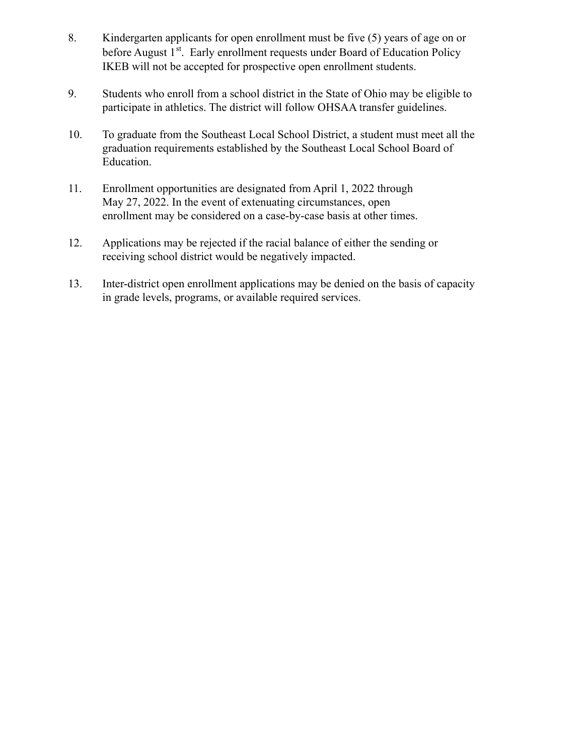8. Kindergarten applicants for open enrollment must be five (5) years of age on or before August 1st. Early enrollment requests under Board of Education Policy IKEB will not be accepted for prospective open enrollment students.

9. Students who enroll from a school district in the State of Ohio may be eligible to participate in athletics. The district will follow OHSAA transfer guidelines.

10. To graduate from the Southeast Local School District, a student must meet all the graduation requirements established by the Southeast Local School Board of Education.

11. Enrollment opportunities are designated from April 1, 2022 through May 27, 2022. In the event of extenuating circumstances, open enrollment may be considered on a case-by-case basis at other times.

12. Applications may be rejected if the racial balance of either the sending or receiving school district would be negatively impacted.

13. Inter-district open enrollment applications may be denied on the basis of capacity in grade levels, programs, or available required services.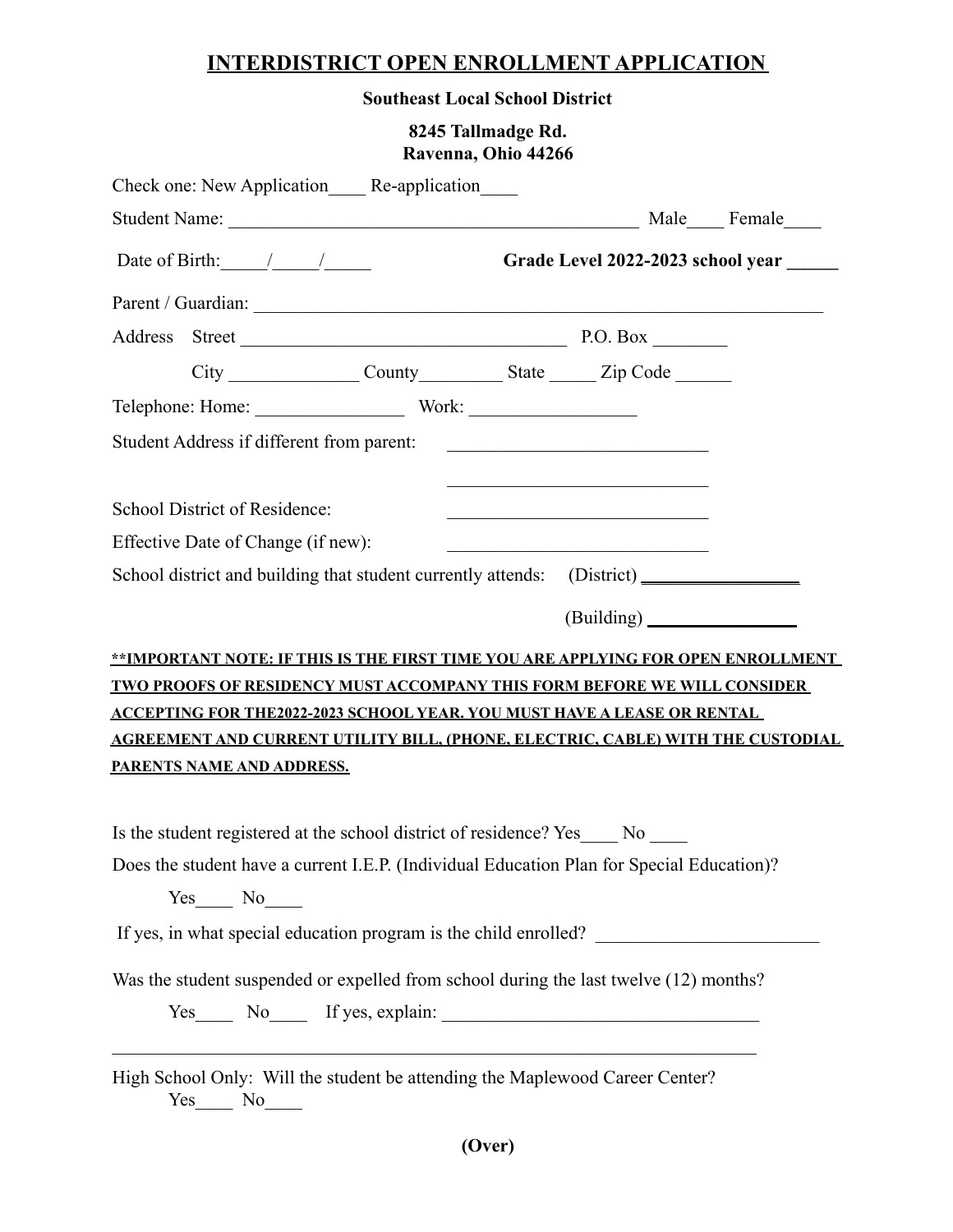# INTERDISTRICT OPEN ENROLLMENT APPLICATION

**Southeast Local School District**

**8245 Tallmadge Rd.**
**Ravenna, Ohio 44266**

Check one: New Application____ Re-application____

Student Name: ____________________________________________ Male____ Female____

Date of Birth:_____/_____/_____ **Grade Level 2022-2023 school year ______**

Parent / Guardian: ______________________________________________________________

Address Street ___________________________________ P.O. Box ________

City ______________ County_________ State _____ Zip Code ______

Telephone: Home: ________________ Work: _________________

Student Address if different from parent: ____________________________

____________________________

School District of Residence: ____________________________

Effective Date of Change (if new): ____________________________

School district and building that student currently attends: (District) _________________

(Building) ________________

**<u>**IMPORTANT NOTE: IF THIS IS THE FIRST TIME YOU ARE APPLYING FOR OPEN ENROLLMENT TWO PROOFS OF RESIDENCY MUST ACCOMPANY THIS FORM BEFORE WE WILL CONSIDER ACCEPTING FOR THE2022-2023 SCHOOL YEAR. YOU MUST HAVE A LEASE OR RENTAL AGREEMENT AND CURRENT UTILITY BILL, (PHONE, ELECTRIC, CABLE) WITH THE CUSTODIAL PARENTS NAME AND ADDRESS.</u>**

Is the student registered at the school district of residence? Yes____ No ____

Does the student have a current I.E.P. (Individual Education Plan for Special Education)?

Yes____ No____

If yes, in what special education program is the child enrolled? ________________________

Was the student suspended or expelled from school during the last twelve (12) months?

Yes____ No____ If yes, explain: __________________________________

______________________________________________________________________________

High School Only: Will the student be attending the Maplewood Career Center?
Yes____ No____

**(Over)**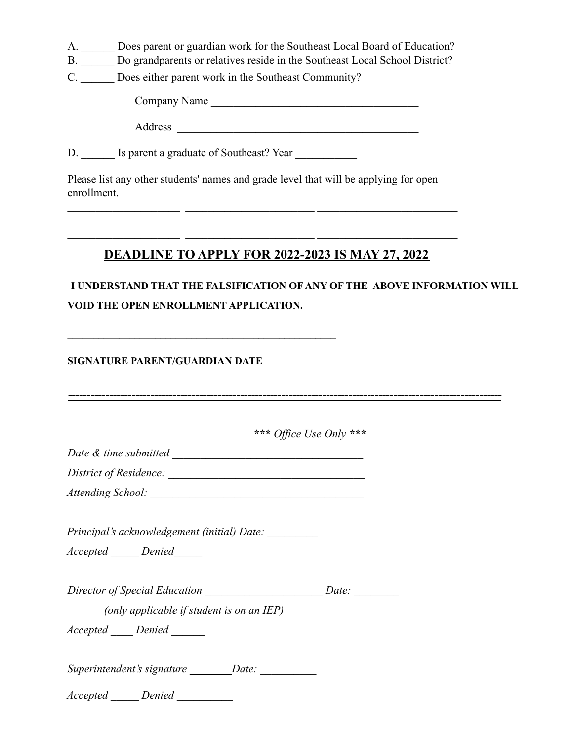A. ______ Does parent or guardian work for the Southeast Local Board of Education?
B. ______ Do grandparents or relatives reside in the Southeast Local School District?
C. ______ Does either parent work in the Southeast Community?

Company Name _____________________________________

Address ___________________________________________

D. ______ Is parent a graduate of Southeast? Year ___________

Please list any other students' names and grade level that will be applying for open enrollment.

____________________ ______________________ _________________________

____________________ ______________________ _________________________

## <u>DEADLINE TO APPLY FOR 2022-2023 IS MAY 27, 2022</u>

**I UNDERSTAND THAT THE FALSIFICATION OF ANY OF THE ABOVE INFORMATION WILL VOID THE OPEN ENROLLMENT APPLICATION.**

_________________________________________________

**SIGNATURE PARENT/GUARDIAN DATE**

---

*\*\*\* Office Use Only \*\*\**

*Date & time submitted* __________________________________

*District of Residence:* __________________________________

*Attending School:* ______________________________________

*Principal's acknowledgement (initial) Date:* _________

*Accepted* _____ *Denied*_____

*Director of Special Education* _____________________ *Date:* ________

*(only applicable if student is on an IEP)*

*Accepted* ____ *Denied* ______

*Superintendent's signature* ________*Date:* __________

*Accepted* _____ *Denied* __________